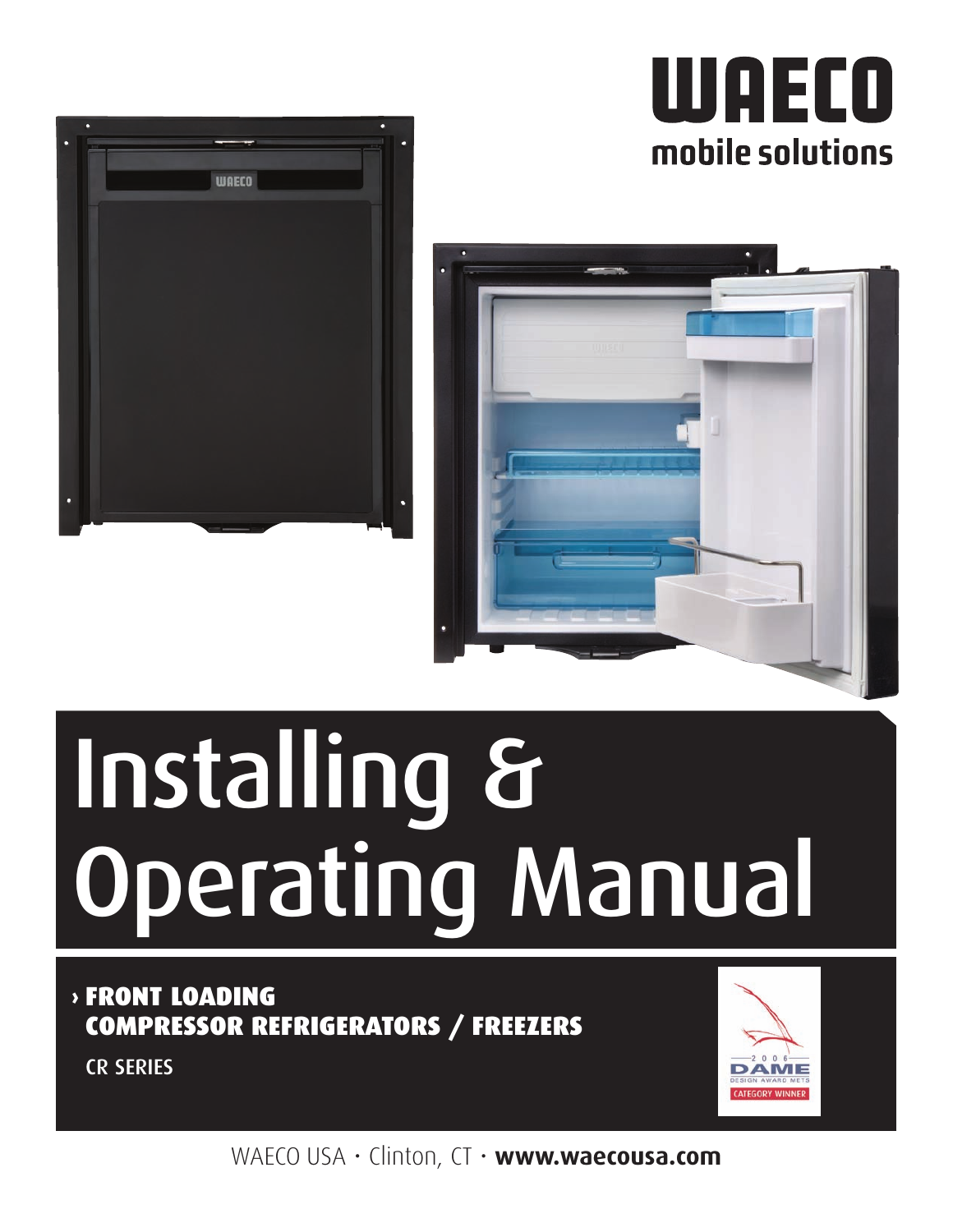# WAECO

**mobile solutions**

# Installing & Operating Manual

**› FRONT LOADING COMPRESSOR REFRIGERATORS / FREEZERS**

CR SERIES

2006 DAME DESIGN AWARD METS CATEGORY WINNER

WAECO USA · Clinton, CT · **www.waecousa.com**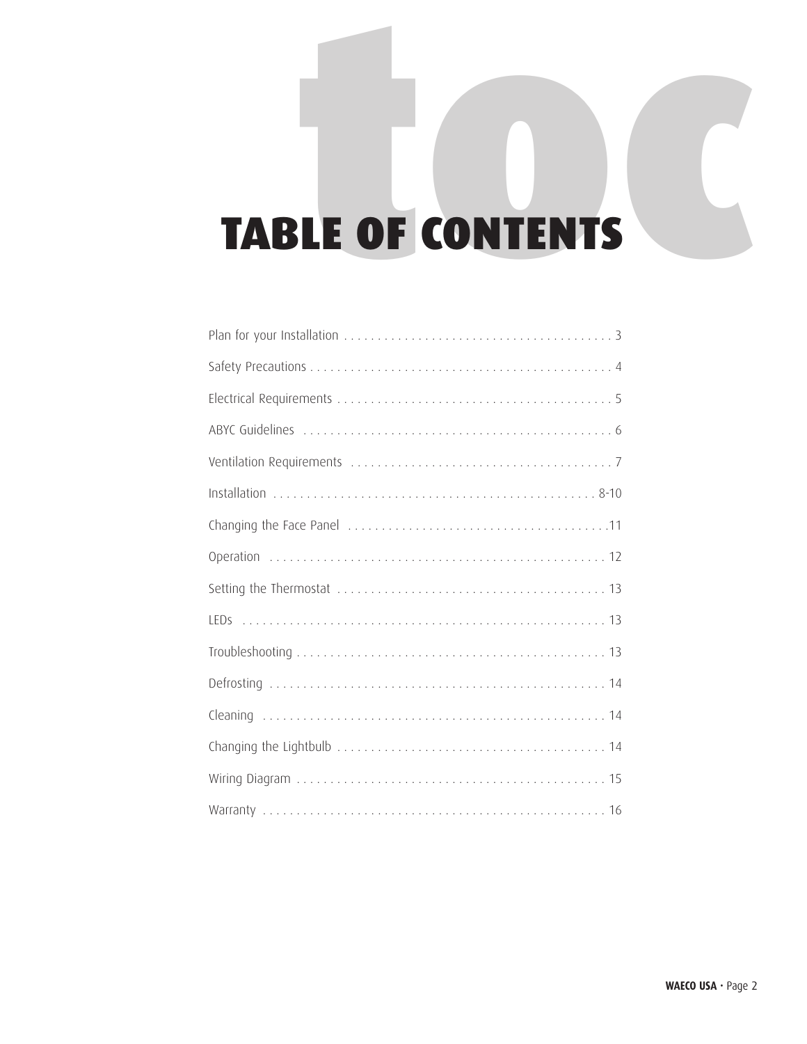# TABLE OF CONTENTS

Plan for your Installation . . . . . . . . . . . . . . . . . . . . . . . . . . . . . . . . . . . . . . . 3

Safety Precautions . . . . . . . . . . . . . . . . . . . . . . . . . . . . . . . . . . . . . . . . . . . . 4

Electrical Requirements . . . . . . . . . . . . . . . . . . . . . . . . . . . . . . . . . . . . . . . . . 5

ABYC Guidelines . . . . . . . . . . . . . . . . . . . . . . . . . . . . . . . . . . . . . . . . . . . . . 6

Ventilation Requirements . . . . . . . . . . . . . . . . . . . . . . . . . . . . . . . . . . . . . . 7

Installation . . . . . . . . . . . . . . . . . . . . . . . . . . . . . . . . . . . . . . . . . . . . . . . . 8-10

Changing the Face Panel . . . . . . . . . . . . . . . . . . . . . . . . . . . . . . . . . . . . . . .11

Operation . . . . . . . . . . . . . . . . . . . . . . . . . . . . . . . . . . . . . . . . . . . . . . . . . . 12

Setting the Thermostat . . . . . . . . . . . . . . . . . . . . . . . . . . . . . . . . . . . . . . . . 13

LEDs . . . . . . . . . . . . . . . . . . . . . . . . . . . . . . . . . . . . . . . . . . . . . . . . . . . . . . 13

Troubleshooting . . . . . . . . . . . . . . . . . . . . . . . . . . . . . . . . . . . . . . . . . . . . . . 13

Defrosting . . . . . . . . . . . . . . . . . . . . . . . . . . . . . . . . . . . . . . . . . . . . . . . . . . 14

Cleaning . . . . . . . . . . . . . . . . . . . . . . . . . . . . . . . . . . . . . . . . . . . . . . . . . . . 14

Changing the Lightbulb . . . . . . . . . . . . . . . . . . . . . . . . . . . . . . . . . . . . . . . . 14

Wiring Diagram . . . . . . . . . . . . . . . . . . . . . . . . . . . . . . . . . . . . . . . . . . . . . . 15

Warranty . . . . . . . . . . . . . . . . . . . . . . . . . . . . . . . . . . . . . . . . . . . . . . . . . . . 16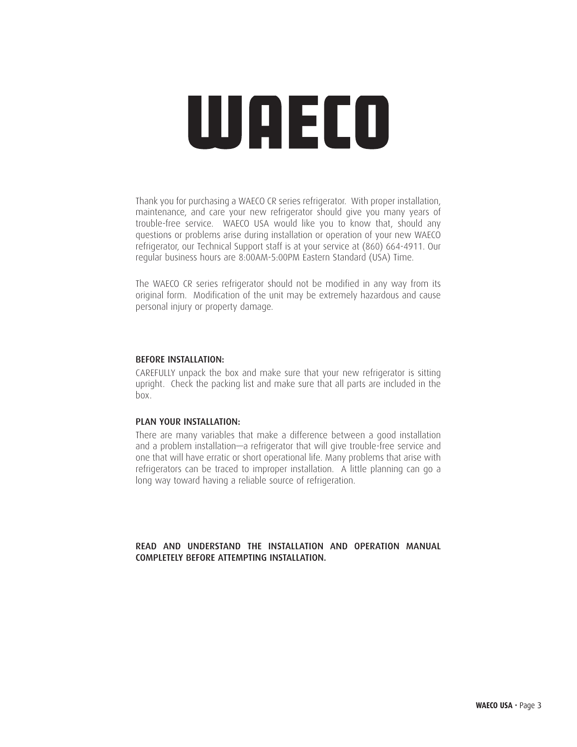# WAECO

Thank you for purchasing a WAECO CR series refrigerator. With proper installation, maintenance, and care your new refrigerator should give you many years of trouble-free service. WAECO USA would like you to know that, should any questions or problems arise during installation or operation of your new WAECO refrigerator, our Technical Support staff is at your service at (860) 664-4911. Our regular business hours are 8:00AM-5:00PM Eastern Standard (USA) Time.

The WAECO CR series refrigerator should not be modified in any way from its original form. Modification of the unit may be extremely hazardous and cause personal injury or property damage.

**BEFORE INSTALLATION:**

CAREFULLY unpack the box and make sure that your new refrigerator is sitting upright. Check the packing list and make sure that all parts are included in the box.

**PLAN YOUR INSTALLATION:**

There are many variables that make a difference between a good installation and a problem installation—a refrigerator that will give trouble-free service and one that will have erratic or short operational life. Many problems that arise with refrigerators can be traced to improper installation. A little planning can go a long way toward having a reliable source of refrigeration.

**READ AND UNDERSTAND THE INSTALLATION AND OPERATION MANUAL COMPLETELY BEFORE ATTEMPTING INSTALLATION.**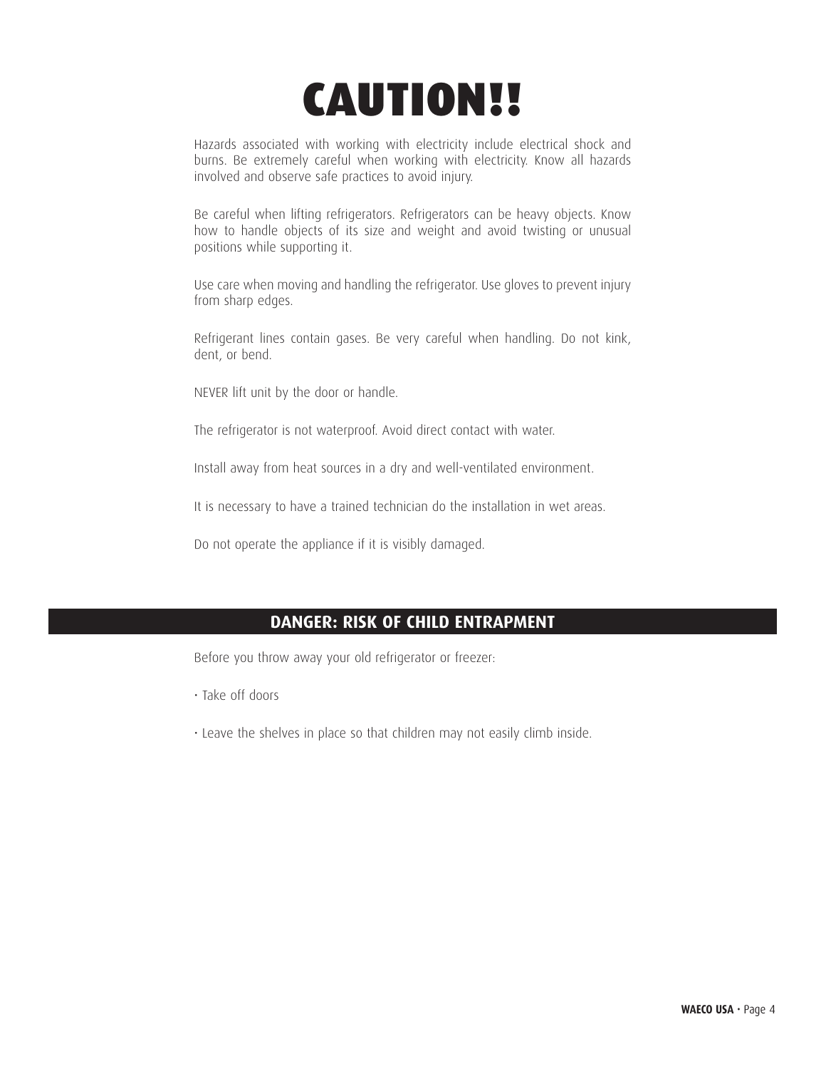# CAUTION!!

Hazards associated with working with electricity include electrical shock and burns. Be extremely careful when working with electricity. Know all hazards involved and observe safe practices to avoid injury.

Be careful when lifting refrigerators. Refrigerators can be heavy objects. Know how to handle objects of its size and weight and avoid twisting or unusual positions while supporting it.

Use care when moving and handling the refrigerator. Use gloves to prevent injury from sharp edges.

Refrigerant lines contain gases. Be very careful when handling. Do not kink, dent, or bend.

NEVER lift unit by the door or handle.

The refrigerator is not waterproof. Avoid direct contact with water.

Install away from heat sources in a dry and well-ventilated environment.

It is necessary to have a trained technician do the installation in wet areas.

Do not operate the appliance if it is visibly damaged.

## DANGER: RISK OF CHILD ENTRAPMENT

Before you throw away your old refrigerator or freezer:

- Take off doors
- Leave the shelves in place so that children may not easily climb inside.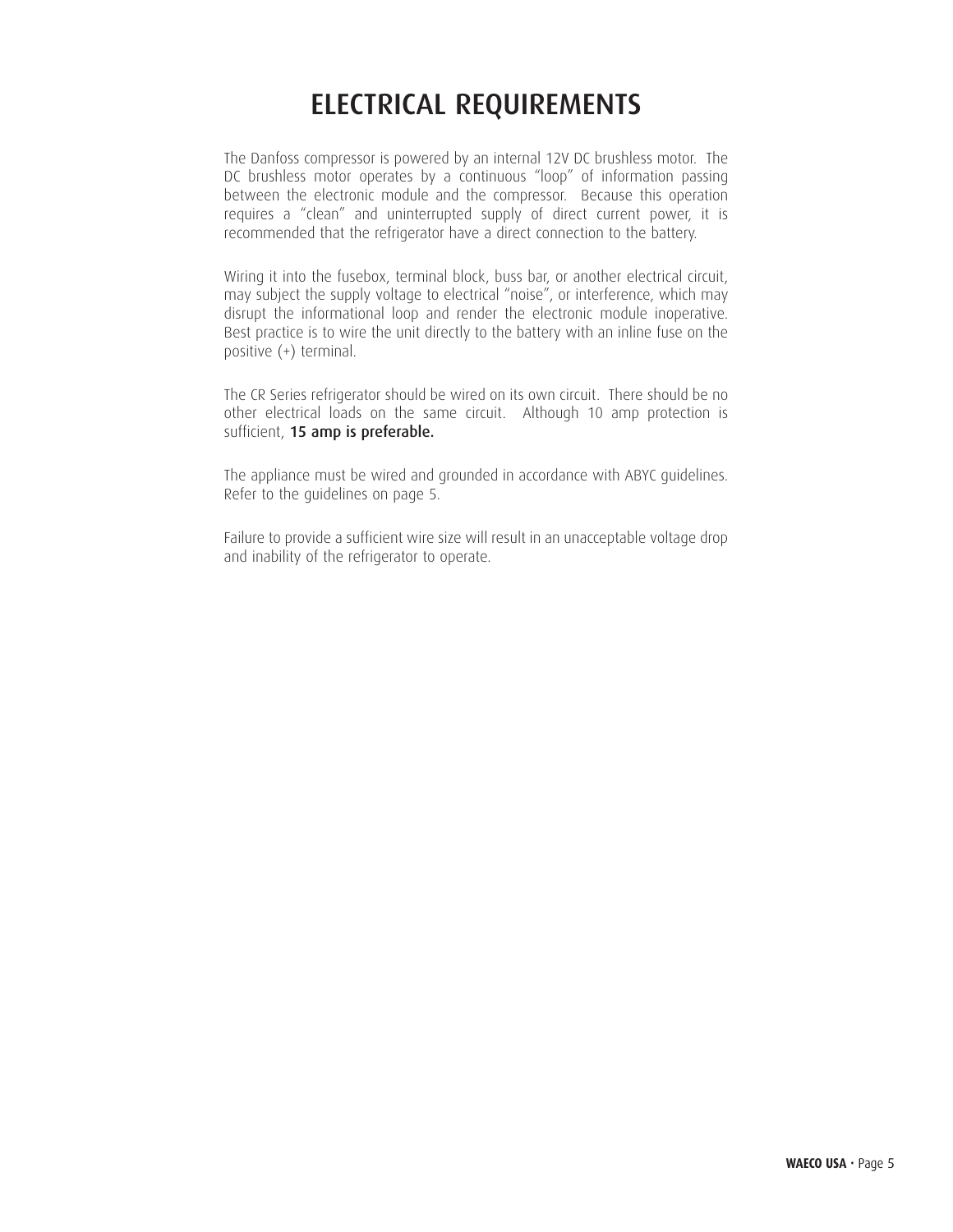# ELECTRICAL REQUIREMENTS

The Danfoss compressor is powered by an internal 12V DC brushless motor. The DC brushless motor operates by a continuous "loop" of information passing between the electronic module and the compressor. Because this operation requires a "clean" and uninterrupted supply of direct current power, it is recommended that the refrigerator have a direct connection to the battery.

Wiring it into the fusebox, terminal block, buss bar, or another electrical circuit, may subject the supply voltage to electrical "noise", or interference, which may disrupt the informational loop and render the electronic module inoperative. Best practice is to wire the unit directly to the battery with an inline fuse on the positive (+) terminal.

The CR Series refrigerator should be wired on its own circuit. There should be no other electrical loads on the same circuit. Although 10 amp protection is sufficient, **15 amp is preferable.**

The appliance must be wired and grounded in accordance with ABYC guidelines. Refer to the guidelines on page 5.

Failure to provide a sufficient wire size will result in an unacceptable voltage drop and inability of the refrigerator to operate.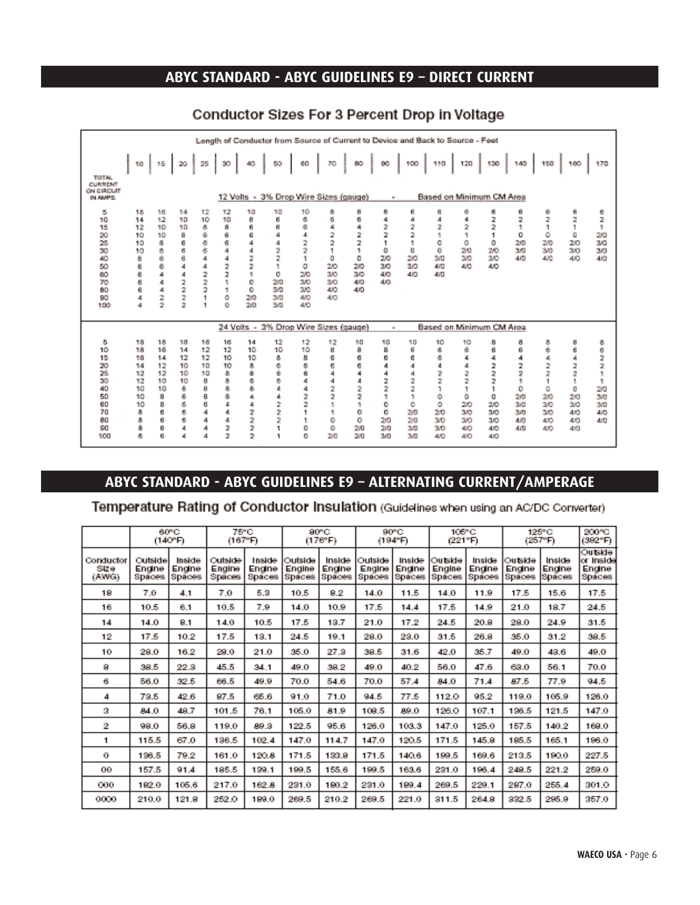## ABYC STANDARD - ABYC GUIDELINES E9 – DIRECT CURRENT

### Conductor Sizes For 3 Percent Drop in Voltage

| TOTAL CURRENT ON CIRCUIT IN AMPS. | Length of Conductor from Source of Current to Device and Back to Source - Feet | | | | | | | | | | | | | | | | | | |
|---|---|---|---|---|---|---|---|---|---|---|---|---|---|---|---|---|---|---|---|
| | 10 | 15 | 20 | 25 | 30 | 40 | 50 | 60 | 70 | 80 | 90 | 100 | 110 | 120 | 130 | 140 | 150 | 160 | 170 |
| | 12 Volts - 3% Drop Wire Sizes (gauge) - Based on Minimum CM Area | | | | | | | | | | | | | | | | | | |
| 5 | 18 | 16 | 14 | 12 | 12 | 10 | 10 | 10 | 8 | 8 | 8 | 6 | 6 | 6 | 6 | 6 | 6 | 6 | 6 |
| 10 | 14 | 12 | 10 | 10 | 10 | 8 | 6 | 6 | 6 | 6 | 4 | 4 | 4 | 4 | 2 | 2 | 2 | 2 | 2 |
| 15 | 12 | 10 | 10 | 8 | 8 | 6 | 6 | 6 | 4 | 4 | 2 | 2 | 2 | 2 | 1 | 1 | 1 | 1 | 1 |
| 20 | 10 | 10 | 8 | 6 | 6 | 6 | 4 | 4 | 2 | 2 | 2 | 2 | 1 | 1 | 1 | 0 | 0 | 0 | 2/0 |
| 25 | 10 | 8 | 6 | 6 | 6 | 4 | 4 | 2 | 2 | 2 | 1 | 1 | 0 | 0 | 0 | 2/0 | 2/0 | 2/0 | 3/0 |
| 30 | 10 | 8 | 6 | 6 | 4 | 4 | 2 | 2 | 1 | 1 | 0 | 0 | 0 | 2/0 | 2/0 | 3/0 | 3/0 | 3/0 | 3/0 |
| 40 | 6 | 6 | 6 | 4 | 4 | 2 | 2 | 1 | 0 | 0 | 2/0 | 2/0 | 3/0 | 3/0 | 3/0 | 4/0 | 4/0 | 4/0 | 4/0 |
| 50 | 6 | 6 | 4 | 4 | 2 | 2 | 1 | 0 | 2/0 | 2/0 | 3/0 | 3/0 | 4/0 | 4/0 | 4/0 | | | | |
| 60 | 6 | 4 | 4 | 2 | 2 | 1 | 0 | 2/0 | 3/0 | 3/0 | 4/0 | 4/0 | 4/0 | | | | | | |
| 70 | 6 | 4 | 2 | 2 | 1 | 0 | 2/0 | 3/0 | 3/0 | 4/0 | | | | | | | | | |
| 80 | 6 | 4 | 2 | 2 | 1 | 0 | 3/0 | 3/0 | 4/0 | 4/0 | | | | | | | | | |
| 90 | 4 | 2 | 2 | 1 | 0 | 2/0 | 3/0 | 4/0 | 4/0 | | | | | | | | | | |
| 100 | 4 | 2 | 2 | 1 | 0 | 2/0 | 3/0 | 4/0 | | | | | | | | | | | |
| | 24 Volts - 3% Drop Wire Sizes (gauge) - Based on Minimum CM Area | | | | | | | | | | | | | | | | | | |
| 5 | 18 | 18 | 18 | 16 | 16 | 14 | 12 | 12 | 12 | 10 | 10 | 10 | 10 | 10 | 8 | 8 | 8 | 8 | 8 |
| 10 | 18 | 16 | 14 | 12 | 12 | 10 | 10 | 10 | 8 | 8 | 8 | 6 | 6 | 6 | 6 | 6 | 6 | 6 | 6 |
| 15 | 16 | 14 | 12 | 12 | 10 | 10 | 8 | 8 | 6 | 6 | 6 | 6 | 6 | 4 | 4 | 4 | 4 | 4 | 2 |
| 20 | 14 | 12 | 10 | 10 | 10 | 8 | 6 | 6 | 6 | 6 | 4 | 4 | 4 | 4 | 2 | 2 | 2 | 2 | 2 |
| 25 | 12 | 12 | 10 | 10 | 8 | 6 | 6 | 6 | 4 | 4 | 4 | 4 | 2 | 2 | 2 | 2 | 2 | 2 | 1 |
| 30 | 12 | 10 | 10 | 8 | 8 | 6 | 6 | 4 | 4 | 4 | 2 | 2 | 2 | 2 | 2 | 1 | 1 | 1 | 1 |
| 40 | 10 | 10 | 8 | 6 | 6 | 6 | 4 | 4 | 2 | 2 | 2 | 2 | 1 | 1 | 1 | 0 | 0 | 0 | 2/0 |
| 50 | 10 | 8 | 8 | 6 | 6 | 4 | 4 | 2 | 2 | 2 | 1 | 1 | 0 | 0 | 0 | 2/0 | 2/0 | 2/0 | 3/0 |
| 60 | 10 | 8 | 6 | 6 | 4 | 4 | 2 | 2 | 1 | 1 | 0 | 0 | 0 | 2/0 | 2/0 | 3/0 | 3/0 | 3/0 | 3/0 |
| 70 | 8 | 6 | 6 | 4 | 4 | 2 | 2 | 1 | 1 | 0 | 0 | 2/0 | 2/0 | 3/0 | 3/0 | 3/0 | 3/0 | 4/0 | 4/0 |
| 80 | 8 | 6 | 6 | 4 | 4 | 2 | 2 | 1 | 0 | 0 | 2/0 | 2/0 | 3/0 | 3/0 | 3/0 | 4/0 | 4/0 | 4/0 | 4/0 |
| 90 | 8 | 6 | 4 | 4 | 2 | 2 | 1 | 0 | 0 | 2/0 | 2/0 | 3/0 | 3/0 | 4/0 | 4/0 | 4/0 | 4/0 | 4/0 | |
| 100 | 6 | 6 | 4 | 4 | 2 | 2 | 1 | 0 | 2/0 | 2/0 | 3/0 | 3/0 | 4/0 | 4/0 | 4/0 | | | | |

## ABYC STANDARD - ABYC GUIDELINES E9 – ALTERNATING CURRENT/AMPERAGE

### Temperature Rating of Conductor Insulation (Guidelines when using an AC/DC Converter)

| | 60°C (140°F) | | 75°C (167°F) | | 80°C (176°F) | | 90°C (194°F) | | 105°C (221°F) | | 125°C (257°F) | | 200°C (392°F) |
|---|---|---|---|---|---|---|---|---|---|---|---|---|---|
| Conductor Size (AWG) | Outside Engine Spaces | Inside Engine Spaces | Outside Engine Spaces | Inside Engine Spaces | Outside Engine Spaces | Inside Engine Spaces | Outside Engine Spaces | Inside Engine Spaces | Outside Engine Spaces | Inside Engine Spaces | Outside Engine Spaces | Inside Engine Spaces | Outside or Inside Engine Spaces |
| 18 | 7.0 | 4.1 | 7.0 | 5.3 | 10.5 | 8.2 | 14.0 | 11.5 | 14.0 | 11.9 | 17.5 | 15.6 | 17.5 |
| 16 | 10.5 | 6.1 | 10.5 | 7.9 | 14.0 | 10.9 | 17.5 | 14.4 | 17.5 | 14.9 | 21.0 | 18.7 | 24.5 |
| 14 | 14.0 | 8.1 | 14.0 | 10.5 | 17.5 | 13.7 | 21.0 | 17.2 | 24.5 | 20.8 | 28.0 | 24.9 | 31.5 |
| 12 | 17.5 | 10.2 | 17.5 | 13.1 | 24.5 | 19.1 | 28.0 | 23.0 | 31.5 | 26.8 | 35.0 | 31.2 | 38.5 |
| 10 | 28.0 | 16.2 | 28.0 | 21.0 | 35.0 | 27.3 | 38.5 | 31.6 | 42.0 | 35.7 | 49.0 | 43.6 | 49.0 |
| 8 | 38.5 | 22.3 | 45.5 | 34.1 | 49.0 | 38.2 | 49.0 | 40.2 | 56.0 | 47.6 | 63.0 | 56.1 | 70.0 |
| 6 | 56.0 | 32.5 | 66.5 | 49.9 | 70.0 | 54.6 | 70.0 | 57.4 | 84.0 | 71.4 | 87.5 | 77.9 | 94.5 |
| 4 | 73.5 | 42.6 | 87.5 | 65.6 | 91.0 | 71.0 | 94.5 | 77.5 | 112.0 | 95.2 | 119.0 | 105.9 | 126.0 |
| 3 | 84.0 | 48.7 | 101.5 | 76.1 | 105.0 | 81.9 | 108.5 | 89.0 | 126.0 | 107.1 | 136.5 | 121.5 | 147.0 |
| 2 | 98.0 | 56.8 | 119.0 | 89.3 | 122.5 | 95.6 | 126.0 | 103.3 | 147.0 | 125.0 | 157.5 | 140.2 | 168.0 |
| 1 | 115.5 | 67.0 | 136.5 | 102.4 | 147.0 | 114.7 | 147.0 | 120.5 | 171.5 | 145.8 | 185.5 | 165.1 | 196.0 |
| 0 | 136.5 | 79.2 | 161.0 | 120.8 | 171.5 | 133.8 | 171.5 | 140.6 | 199.5 | 169.6 | 213.5 | 190.0 | 227.5 |
| 00 | 157.5 | 91.4 | 185.5 | 139.1 | 199.5 | 155.6 | 199.5 | 163.6 | 231.0 | 196.4 | 248.5 | 221.2 | 259.0 |
| 000 | 182.0 | 105.6 | 217.0 | 162.8 | 231.0 | 180.2 | 231.0 | 189.4 | 269.5 | 229.1 | 287.0 | 255.4 | 301.0 |
| 0000 | 210.0 | 121.8 | 252.0 | 189.0 | 269.5 | 210.2 | 269.5 | 221.0 | 311.5 | 264.8 | 332.5 | 295.9 | 357.0 |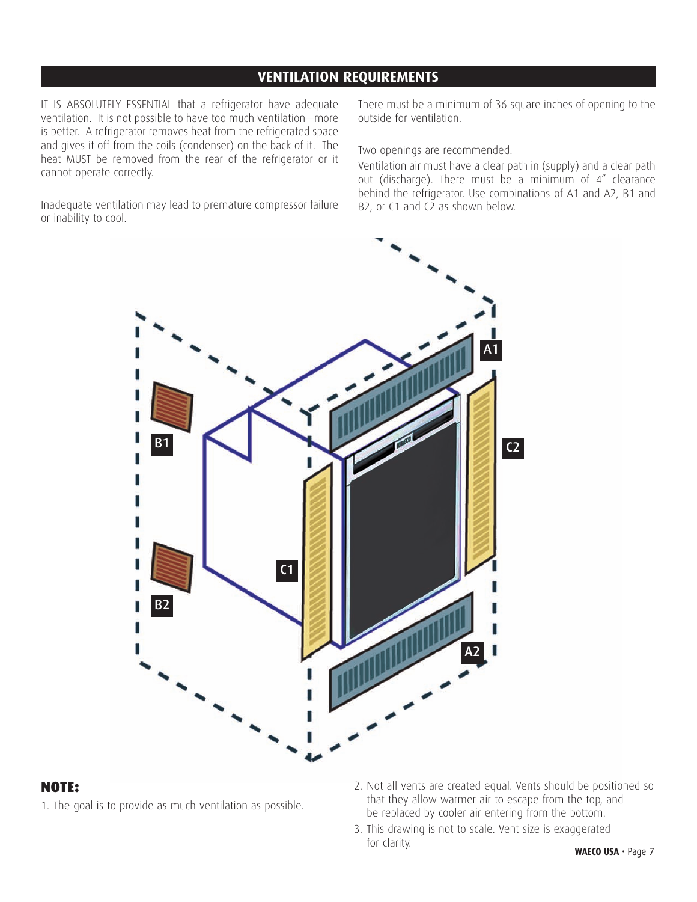## VENTILATION REQUIREMENTS

IT IS ABSOLUTELY ESSENTIAL that a refrigerator have adequate ventilation. It is not possible to have too much ventilation—more is better. A refrigerator removes heat from the refrigerated space and gives it off from the coils (condenser) on the back of it. The heat MUST be removed from the rear of the refrigerator or it cannot operate correctly.

Inadequate ventilation may lead to premature compressor failure or inability to cool.

There must be a minimum of 36 square inches of opening to the outside for ventilation.

Two openings are recommended.

Ventilation air must have a clear path in (supply) and a clear path out (discharge). There must be a minimum of 4" clearance behind the refrigerator. Use combinations of A1 and A2, B1 and B2, or C1 and C2 as shown below.

A1

B1

C2

C1

B2

A2

**NOTE:**

1. The goal is to provide as much ventilation as possible.
2. Not all vents are created equal. Vents should be positioned so that they allow warmer air to escape from the top, and be replaced by cooler air entering from the bottom.
3. This drawing is not to scale. Vent size is exaggerated for clarity.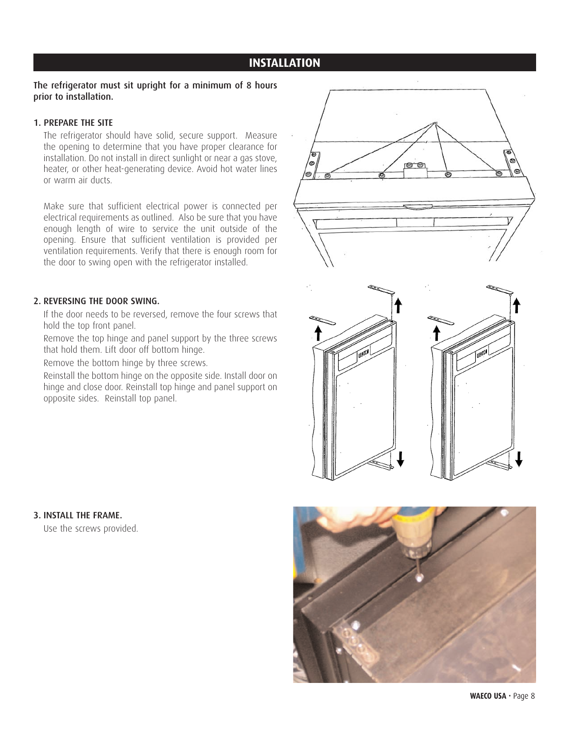# INSTALLATION

The refrigerator must sit upright for a minimum of 8 hours prior to installation.

## 1. PREPARE THE SITE

The refrigerator should have solid, secure support. Measure the opening to determine that you have proper clearance for installation. Do not install in direct sunlight or near a gas stove, heater, or other heat-generating device. Avoid hot water lines or warm air ducts.

Make sure that sufficient electrical power is connected per electrical requirements as outlined. Also be sure that you have enough length of wire to service the unit outside of the opening. Ensure that sufficient ventilation is provided per ventilation requirements. Verify that there is enough room for the door to swing open with the refrigerator installed.

## 2. REVERSING THE DOOR SWING.

If the door needs to be reversed, remove the four screws that hold the top front panel.

Remove the top hinge and panel support by the three screws that hold them. Lift door off bottom hinge.

Remove the bottom hinge by three screws.

Reinstall the bottom hinge on the opposite side. Install door on hinge and close door. Reinstall top hinge and panel support on opposite sides. Reinstall top panel.

## 3. INSTALL THE FRAME.

Use the screws provided.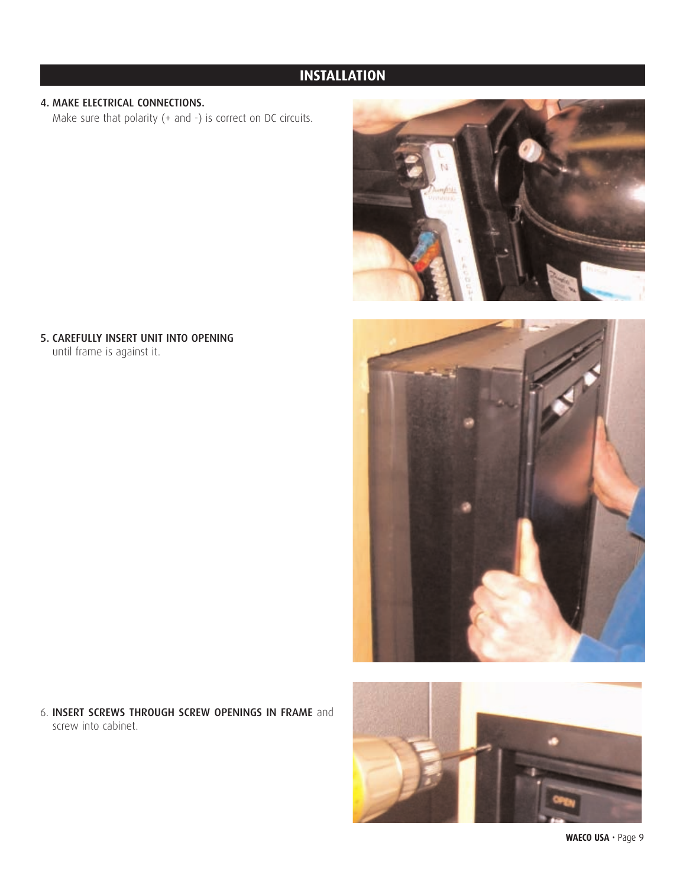## INSTALLATION

**4. MAKE ELECTRICAL CONNECTIONS.**
Make sure that polarity (+ and -) is correct on DC circuits.

**5. CAREFULLY INSERT UNIT INTO OPENING**
until frame is against it.

6. **INSERT SCREWS THROUGH SCREW OPENINGS IN FRAME** and screw into cabinet.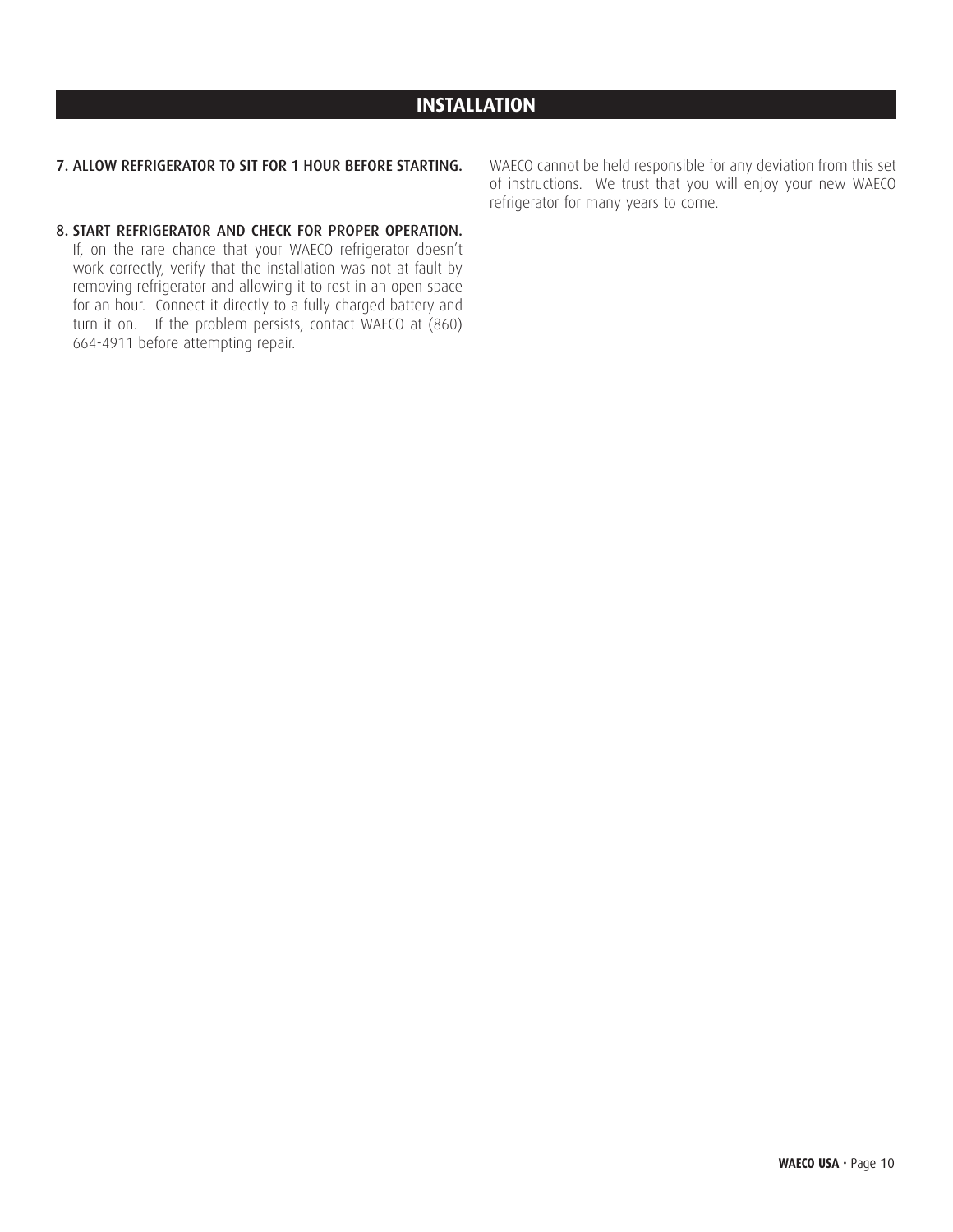## INSTALLATION

7. **ALLOW REFRIGERATOR TO SIT FOR 1 HOUR BEFORE STARTING.**

8. **START REFRIGERATOR AND CHECK FOR PROPER OPERATION.**
   If, on the rare chance that your WAECO refrigerator doesn't work correctly, verify that the installation was not at fault by removing refrigerator and allowing it to rest in an open space for an hour. Connect it directly to a fully charged battery and turn it on. If the problem persists, contact WAECO at (860) 664-4911 before attempting repair.

WAECO cannot be held responsible for any deviation from this set of instructions. We trust that you will enjoy your new WAECO refrigerator for many years to come.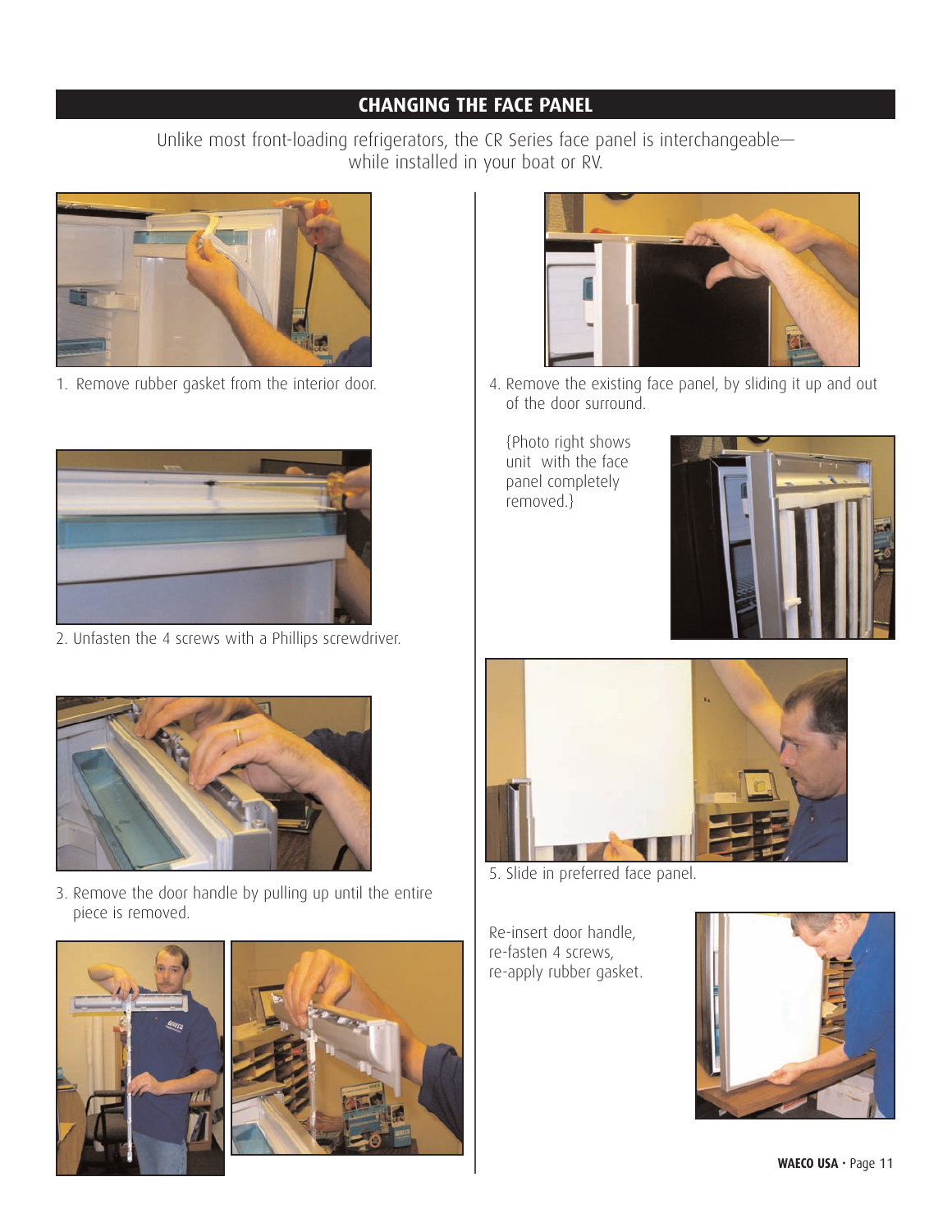## CHANGING THE FACE PANEL

Unlike most front-loading refrigerators, the CR Series face panel is interchangeable—while installed in your boat or RV.

1. Remove rubber gasket from the interior door.

2. Unfasten the 4 screws with a Phillips screwdriver.

3. Remove the door handle by pulling up until the entire piece is removed.

4. Remove the existing face panel, by sliding it up and out of the door surround.

{Photo right shows unit with the face panel completely removed.}

5. Slide in preferred face panel.

Re-insert door handle,
re-fasten 4 screws,
re-apply rubber gasket.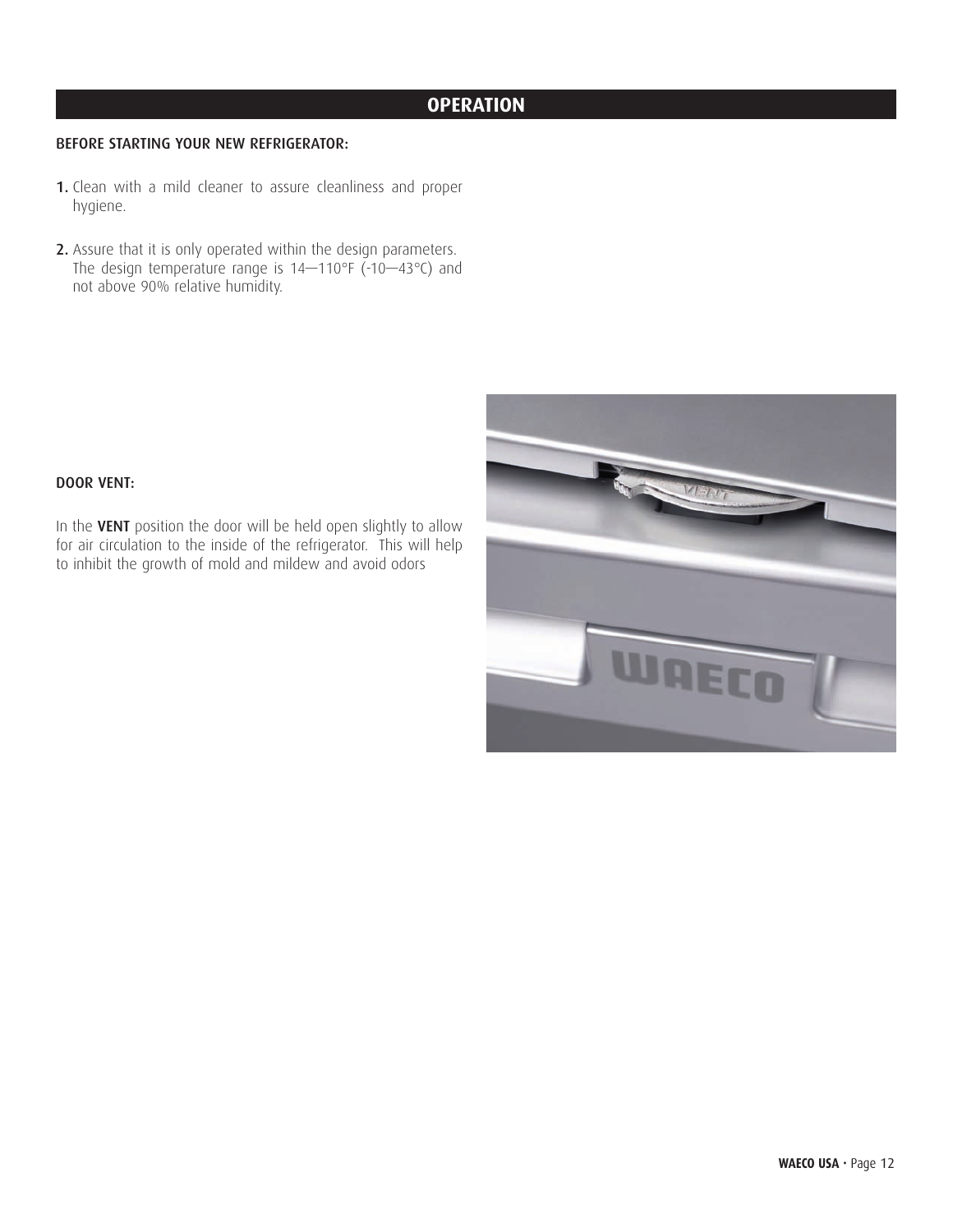# OPERATION

**BEFORE STARTING YOUR NEW REFRIGERATOR:**

1. Clean with a mild cleaner to assure cleanliness and proper hygiene.

2. Assure that it is only operated within the design parameters. The design temperature range is 14—110°F (-10—43°C) and not above 90% relative humidity.

**DOOR VENT:**

In the **VENT** position the door will be held open slightly to allow for air circulation to the inside of the refrigerator. This will help to inhibit the growth of mold and mildew and avoid odors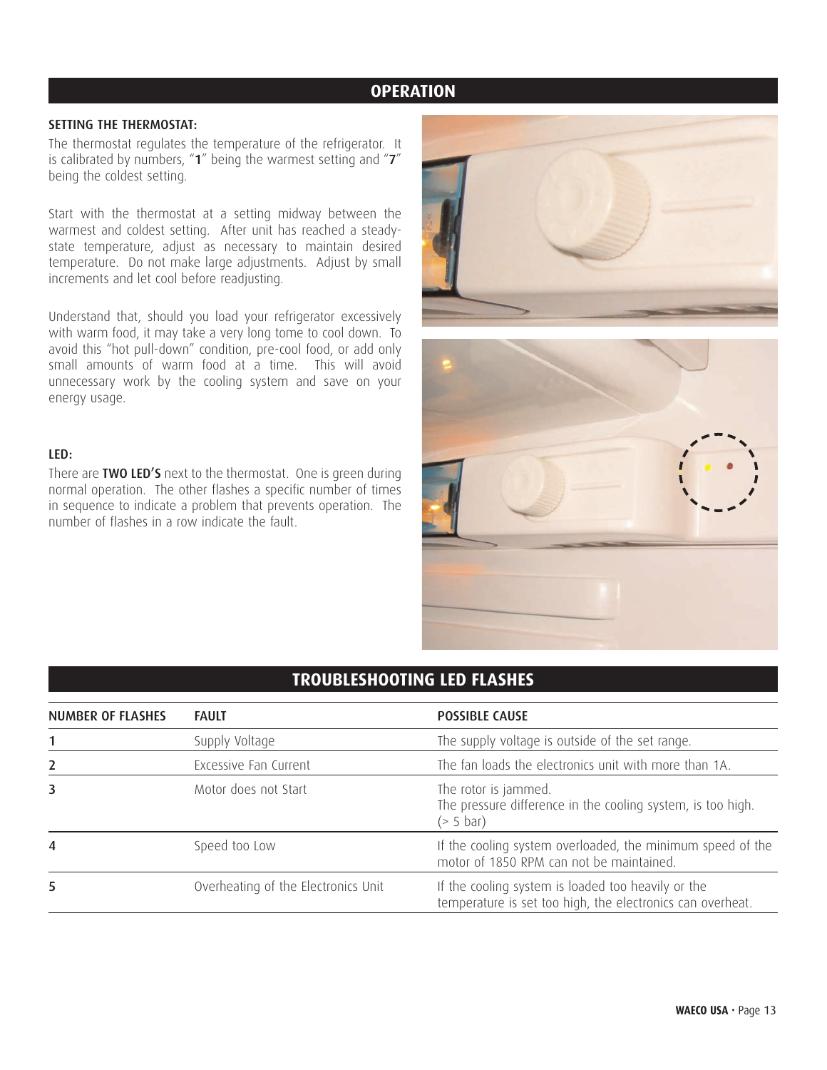## OPERATION

### SETTING THE THERMOSTAT:

The thermostat regulates the temperature of the refrigerator. It is calibrated by numbers, "**1**" being the warmest setting and "**7**" being the coldest setting.

Start with the thermostat at a setting midway between the warmest and coldest setting. After unit has reached a steady-state temperature, adjust as necessary to maintain desired temperature. Do not make large adjustments. Adjust by small increments and let cool before readjusting.

Understand that, should you load your refrigerator excessively with warm food, it may take a very long tome to cool down. To avoid this "hot pull-down" condition, pre-cool food, or add only small amounts of warm food at a time. This will avoid unnecessary work by the cooling system and save on your energy usage.

### LED:

There are **TWO LED'S** next to the thermostat. One is green during normal operation. The other flashes a specific number of times in sequence to indicate a problem that prevents operation. The number of flashes in a row indicate the fault.

## TROUBLESHOOTING LED FLASHES

| NUMBER OF FLASHES | FAULT | POSSIBLE CAUSE |
|---|---|---|
| 1 | Supply Voltage | The supply voltage is outside of the set range. |
| 2 | Excessive Fan Current | The fan loads the electronics unit with more than 1A. |
| 3 | Motor does not Start | The rotor is jammed.<br>The pressure difference in the cooling system, is too high. (> 5 bar) |
| 4 | Speed too Low | If the cooling system overloaded, the minimum speed of the motor of 1850 RPM can not be maintained. |
| 5 | Overheating of the Electronics Unit | If the cooling system is loaded too heavily or the temperature is set too high, the electronics can overheat. |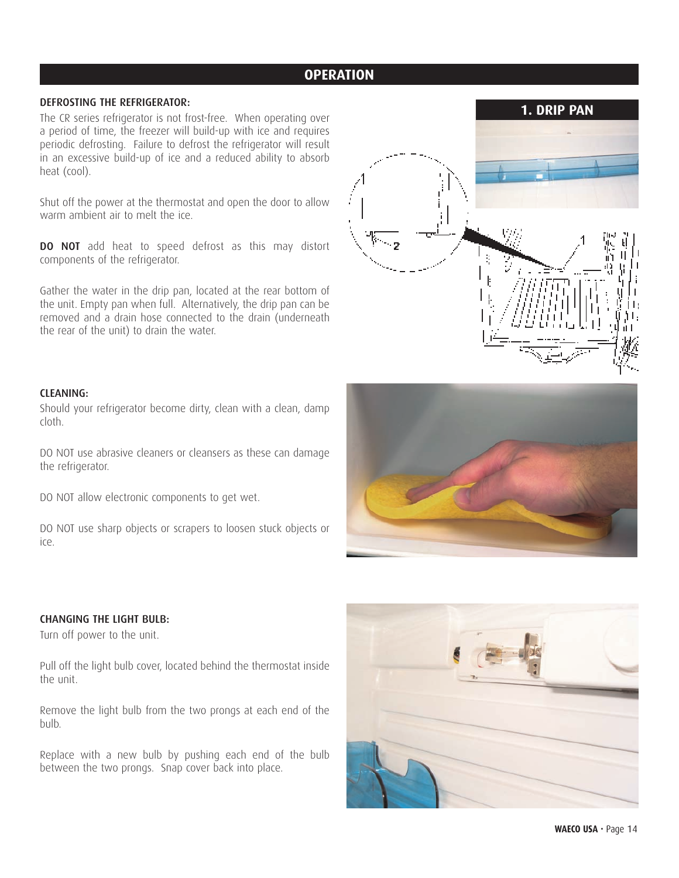## OPERATION

### DEFROSTING THE REFRIGERATOR:

The CR series refrigerator is not frost-free. When operating over a period of time, the freezer will build-up with ice and requires periodic defrosting. Failure to defrost the refrigerator will result in an excessive build-up of ice and a reduced ability to absorb heat (cool).

Shut off the power at the thermostat and open the door to allow warm ambient air to melt the ice.

**DO NOT** add heat to speed defrost as this may distort components of the refrigerator.

Gather the water in the drip pan, located at the rear bottom of the unit. Empty pan when full. Alternatively, the drip pan can be removed and a drain hose connected to the drain (underneath the rear of the unit) to drain the water.

**1. DRIP PAN**

### CLEANING:

Should your refrigerator become dirty, clean with a clean, damp cloth.

DO NOT use abrasive cleaners or cleansers as these can damage the refrigerator.

DO NOT allow electronic components to get wet.

DO NOT use sharp objects or scrapers to loosen stuck objects or ice.

### CHANGING THE LIGHT BULB:

Turn off power to the unit.

Pull off the light bulb cover, located behind the thermostat inside the unit.

Remove the light bulb from the two prongs at each end of the bulb.

Replace with a new bulb by pushing each end of the bulb between the two prongs. Snap cover back into place.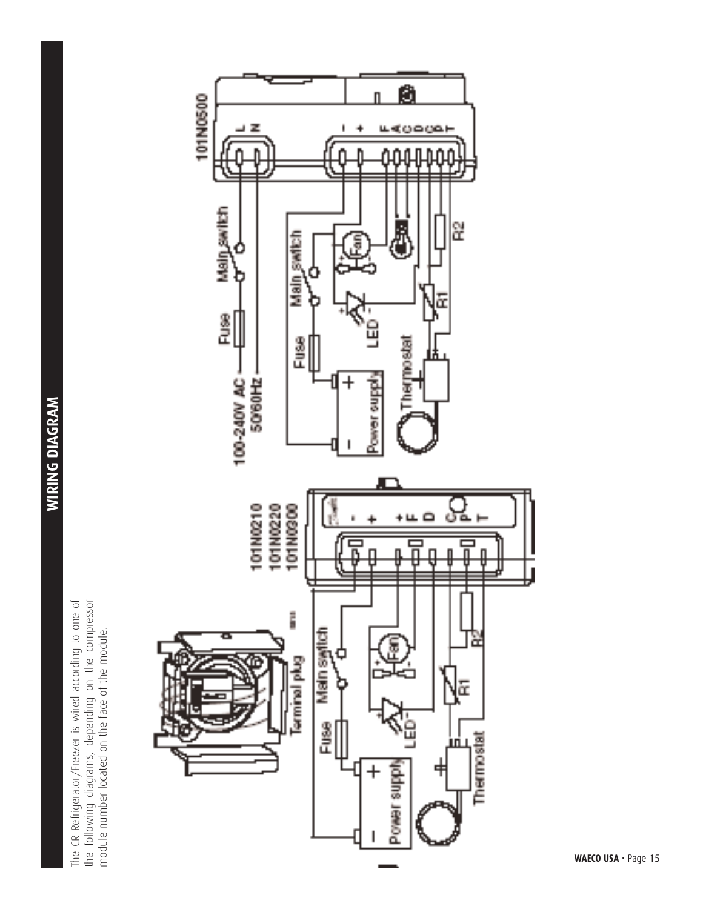## WIRING DIAGRAM

The CR Refrigerator/Freezer is wired according to one of the following diagrams, depending on the compressor module number located on the face of the module.

101N0500

L
N

100-240V AC
50/60Hz

Fuse

Main switch

- + F A C D C P T

Fan

Power supply

Main switch

Fuse

LED

R1

R2

Thermostat

Terminal plug

101N0210
101N0220
101N0300

- + + F D C P T

Main switch

Fuse

Fan

LED

R1

R2

Power supply

Thermostat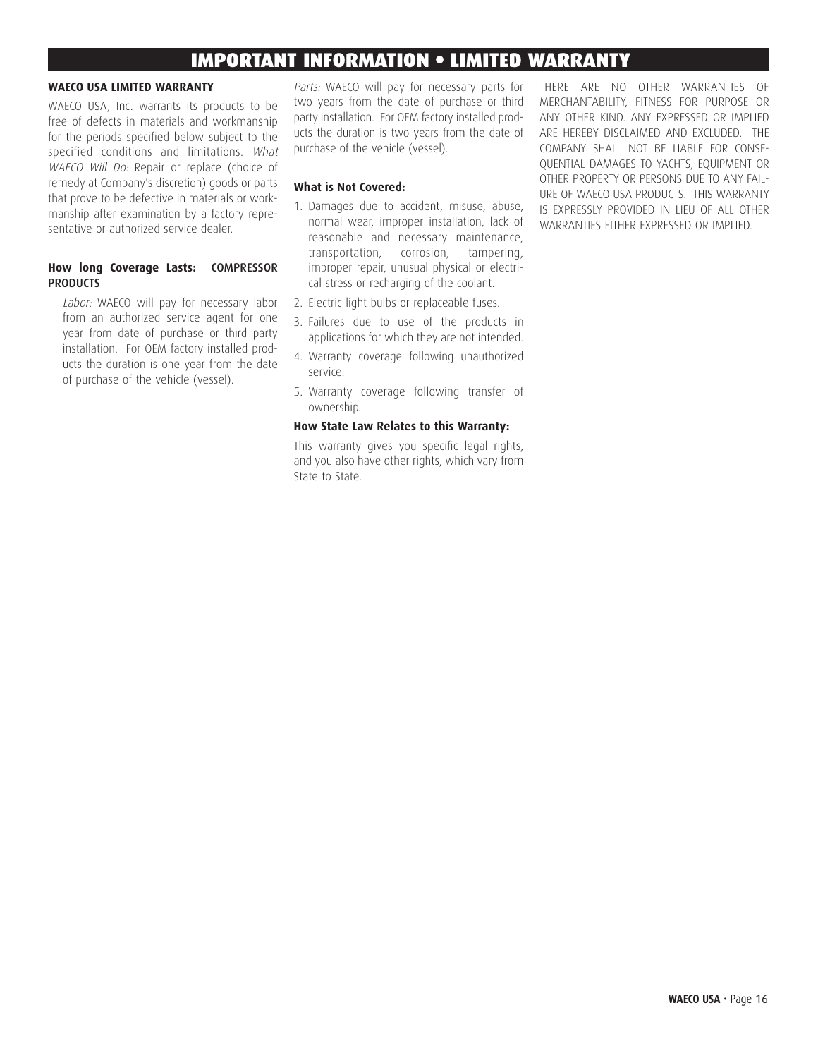# IMPORTANT INFORMATION • LIMITED WARRANTY

**WAECO USA LIMITED WARRANTY**

WAECO USA, Inc. warrants its products to be free of defects in materials and workmanship for the periods specified below subject to the specified conditions and limitations. *What WAECO Will Do:* Repair or replace (choice of remedy at Company's discretion) goods or parts that prove to be defective in materials or workmanship after examination by a factory representative or authorized service dealer.

**How long Coverage Lasts:** COMPRESSOR PRODUCTS

*Labor:* WAECO will pay for necessary labor from an authorized service agent for one year from date of purchase or third party installation. For OEM factory installed products the duration is one year from the date of purchase of the vehicle (vessel).

*Parts:* WAECO will pay for necessary parts for two years from the date of purchase or third party installation. For OEM factory installed products the duration is two years from the date of purchase of the vehicle (vessel).

**What is Not Covered:**

1. Damages due to accident, misuse, abuse, normal wear, improper installation, lack of reasonable and necessary maintenance, transportation, corrosion, tampering, improper repair, unusual physical or electrical stress or recharging of the coolant.
2. Electric light bulbs or replaceable fuses.
3. Failures due to use of the products in applications for which they are not intended.
4. Warranty coverage following unauthorized service.
5. Warranty coverage following transfer of ownership.

**How State Law Relates to this Warranty:**

This warranty gives you specific legal rights, and you also have other rights, which vary from State to State.

THERE ARE NO OTHER WARRANTIES OF MERCHANTABILITY, FITNESS FOR PURPOSE OR ANY OTHER KIND. ANY EXPRESSED OR IMPLIED ARE HEREBY DISCLAIMED AND EXCLUDED. THE COMPANY SHALL NOT BE LIABLE FOR CONSEQUENTIAL DAMAGES TO YACHTS, EQUIPMENT OR OTHER PROPERTY OR PERSONS DUE TO ANY FAILURE OF WAECO USA PRODUCTS. THIS WARRANTY IS EXPRESSLY PROVIDED IN LIEU OF ALL OTHER WARRANTIES EITHER EXPRESSED OR IMPLIED.